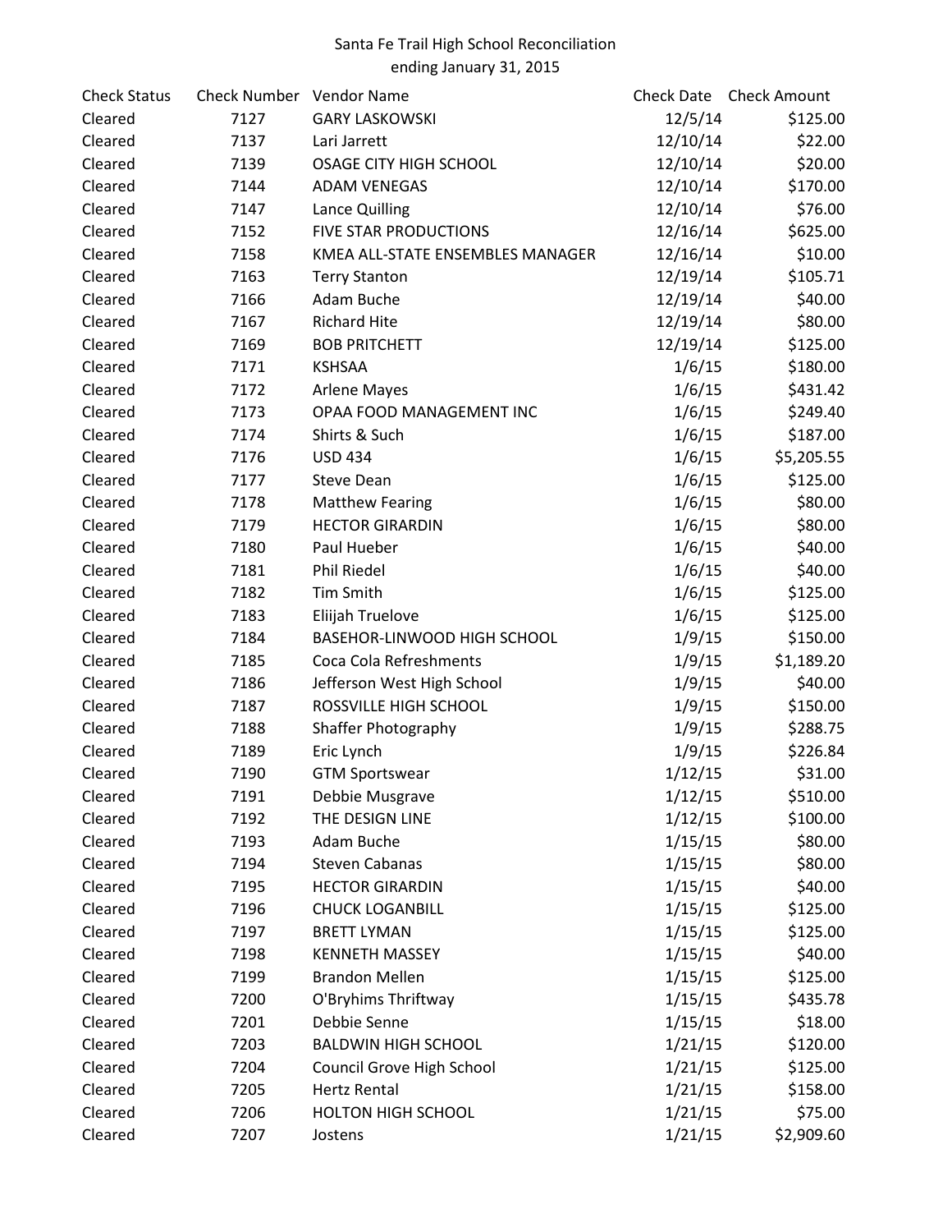Santa Fe Trail High School Reconciliation
ending January 31, 2015

| Check Status | Check Number | Vendor Name | Check Date | Check Amount |
|---|---|---|---|---|
| Cleared | 7127 | GARY LASKOWSKI | 12/5/14 | $125.00 |
| Cleared | 7137 | Lari Jarrett | 12/10/14 | $22.00 |
| Cleared | 7139 | OSAGE CITY HIGH SCHOOL | 12/10/14 | $20.00 |
| Cleared | 7144 | ADAM VENEGAS | 12/10/14 | $170.00 |
| Cleared | 7147 | Lance Quilling | 12/10/14 | $76.00 |
| Cleared | 7152 | FIVE STAR PRODUCTIONS | 12/16/14 | $625.00 |
| Cleared | 7158 | KMEA ALL-STATE ENSEMBLES MANAGER | 12/16/14 | $10.00 |
| Cleared | 7163 | Terry Stanton | 12/19/14 | $105.71 |
| Cleared | 7166 | Adam Buche | 12/19/14 | $40.00 |
| Cleared | 7167 | Richard Hite | 12/19/14 | $80.00 |
| Cleared | 7169 | BOB PRITCHETT | 12/19/14 | $125.00 |
| Cleared | 7171 | KSHSAA | 1/6/15 | $180.00 |
| Cleared | 7172 | Arlene Mayes | 1/6/15 | $431.42 |
| Cleared | 7173 | OPAA FOOD MANAGEMENT INC | 1/6/15 | $249.40 |
| Cleared | 7174 | Shirts & Such | 1/6/15 | $187.00 |
| Cleared | 7176 | USD 434 | 1/6/15 | $5,205.55 |
| Cleared | 7177 | Steve Dean | 1/6/15 | $125.00 |
| Cleared | 7178 | Matthew Fearing | 1/6/15 | $80.00 |
| Cleared | 7179 | HECTOR GIRARDIN | 1/6/15 | $80.00 |
| Cleared | 7180 | Paul Hueber | 1/6/15 | $40.00 |
| Cleared | 7181 | Phil Riedel | 1/6/15 | $40.00 |
| Cleared | 7182 | Tim Smith | 1/6/15 | $125.00 |
| Cleared | 7183 | Eliijah Truelove | 1/6/15 | $125.00 |
| Cleared | 7184 | BASEHOR-LINWOOD HIGH SCHOOL | 1/9/15 | $150.00 |
| Cleared | 7185 | Coca Cola Refreshments | 1/9/15 | $1,189.20 |
| Cleared | 7186 | Jefferson West High School | 1/9/15 | $40.00 |
| Cleared | 7187 | ROSSVILLE HIGH SCHOOL | 1/9/15 | $150.00 |
| Cleared | 7188 | Shaffer Photography | 1/9/15 | $288.75 |
| Cleared | 7189 | Eric Lynch | 1/9/15 | $226.84 |
| Cleared | 7190 | GTM Sportswear | 1/12/15 | $31.00 |
| Cleared | 7191 | Debbie Musgrave | 1/12/15 | $510.00 |
| Cleared | 7192 | THE DESIGN LINE | 1/12/15 | $100.00 |
| Cleared | 7193 | Adam Buche | 1/15/15 | $80.00 |
| Cleared | 7194 | Steven Cabanas | 1/15/15 | $80.00 |
| Cleared | 7195 | HECTOR GIRARDIN | 1/15/15 | $40.00 |
| Cleared | 7196 | CHUCK LOGANBILL | 1/15/15 | $125.00 |
| Cleared | 7197 | BRETT LYMAN | 1/15/15 | $125.00 |
| Cleared | 7198 | KENNETH MASSEY | 1/15/15 | $40.00 |
| Cleared | 7199 | Brandon Mellen | 1/15/15 | $125.00 |
| Cleared | 7200 | O'Bryhims Thriftway | 1/15/15 | $435.78 |
| Cleared | 7201 | Debbie Senne | 1/15/15 | $18.00 |
| Cleared | 7203 | BALDWIN HIGH SCHOOL | 1/21/15 | $120.00 |
| Cleared | 7204 | Council Grove High School | 1/21/15 | $125.00 |
| Cleared | 7205 | Hertz Rental | 1/21/15 | $158.00 |
| Cleared | 7206 | HOLTON HIGH SCHOOL | 1/21/15 | $75.00 |
| Cleared | 7207 | Jostens | 1/21/15 | $2,909.60 |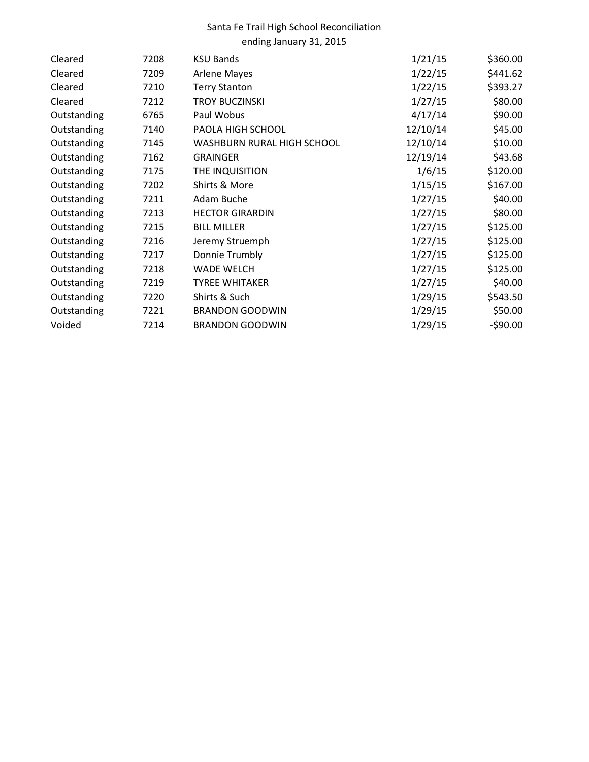Santa Fe Trail High School Reconciliation
ending January 31, 2015

| | | | | |
|---|---|---|---|---|
| Cleared | 7208 | KSU Bands | 1/21/15 | $360.00 |
| Cleared | 7209 | Arlene Mayes | 1/22/15 | $441.62 |
| Cleared | 7210 | Terry Stanton | 1/22/15 | $393.27 |
| Cleared | 7212 | TROY BUCZINSKI | 1/27/15 | $80.00 |
| Outstanding | 6765 | Paul Wobus | 4/17/14 | $90.00 |
| Outstanding | 7140 | PAOLA HIGH SCHOOL | 12/10/14 | $45.00 |
| Outstanding | 7145 | WASHBURN RURAL HIGH SCHOOL | 12/10/14 | $10.00 |
| Outstanding | 7162 | GRAINGER | 12/19/14 | $43.68 |
| Outstanding | 7175 | THE INQUISITION | 1/6/15 | $120.00 |
| Outstanding | 7202 | Shirts & More | 1/15/15 | $167.00 |
| Outstanding | 7211 | Adam Buche | 1/27/15 | $40.00 |
| Outstanding | 7213 | HECTOR GIRARDIN | 1/27/15 | $80.00 |
| Outstanding | 7215 | BILL MILLER | 1/27/15 | $125.00 |
| Outstanding | 7216 | Jeremy Struemph | 1/27/15 | $125.00 |
| Outstanding | 7217 | Donnie Trumbly | 1/27/15 | $125.00 |
| Outstanding | 7218 | WADE WELCH | 1/27/15 | $125.00 |
| Outstanding | 7219 | TYREE WHITAKER | 1/27/15 | $40.00 |
| Outstanding | 7220 | Shirts & Such | 1/29/15 | $543.50 |
| Outstanding | 7221 | BRANDON GOODWIN | 1/29/15 | $50.00 |
| Voided | 7214 | BRANDON GOODWIN | 1/29/15 | -$90.00 |